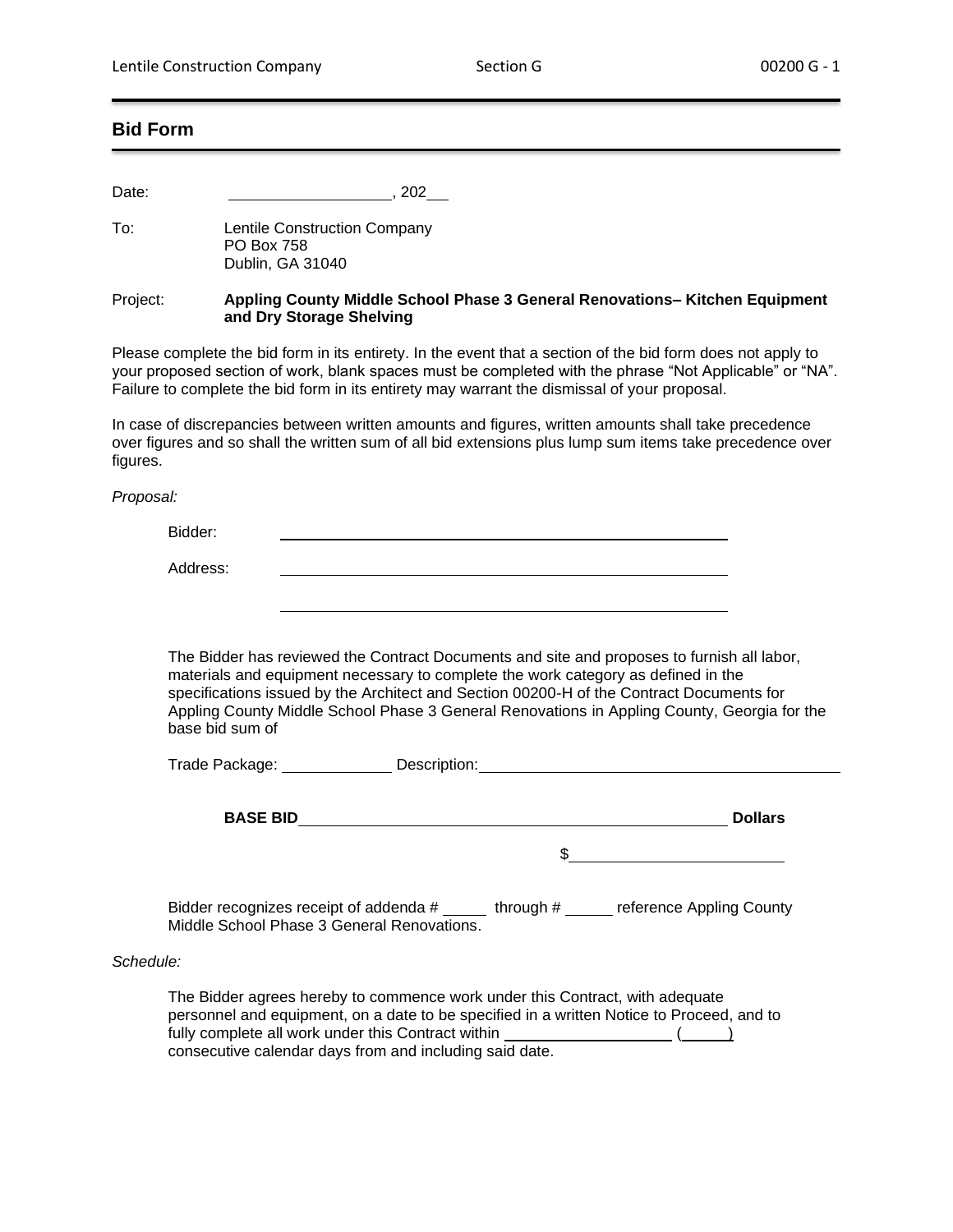## Bid Form

Date: \_\_\_\_\_\_\_\_\_\_\_\_\_\_\_\_\_\_\_\_, 202\_\_

To: Lentile Construction Company
PO Box 758
Dublin, GA 31040

Project: **Appling County Middle School Phase 3 General Renovations– Kitchen Equipment and Dry Storage Shelving**

Please complete the bid form in its entirety. In the event that a section of the bid form does not apply to your proposed section of work, blank spaces must be completed with the phrase "Not Applicable" or "NA". Failure to complete the bid form in its entirety may warrant the dismissal of your proposal.

In case of discrepancies between written amounts and figures, written amounts shall take precedence over figures and so shall the written sum of all bid extensions plus lump sum items take precedence over figures.

*Proposal:*

Bidder: \_\_\_\_\_\_\_\_\_\_\_\_\_\_\_\_\_\_\_\_\_\_\_\_\_\_\_\_\_\_\_\_\_\_\_\_\_\_\_\_\_\_\_\_\_\_\_\_

Address: \_\_\_\_\_\_\_\_\_\_\_\_\_\_\_\_\_\_\_\_\_\_\_\_\_\_\_\_\_\_\_\_\_\_\_\_\_\_\_\_\_\_\_\_\_\_\_\_

\_\_\_\_\_\_\_\_\_\_\_\_\_\_\_\_\_\_\_\_\_\_\_\_\_\_\_\_\_\_\_\_\_\_\_\_\_\_\_\_\_\_\_\_\_\_\_\_

The Bidder has reviewed the Contract Documents and site and proposes to furnish all labor, materials and equipment necessary to complete the work category as defined in the specifications issued by the Architect and Section 00200-H of the Contract Documents for Appling County Middle School Phase 3 General Renovations in Appling County, Georgia for the base bid sum of

Trade Package: \_\_\_\_\_\_\_\_\_\_\_\_ Description: \_\_\_\_\_\_\_\_\_\_\_\_\_\_\_\_\_\_\_\_\_\_\_\_\_\_\_\_\_\_\_\_\_\_\_\_\_\_\_\_

**BASE BID** \_\_\_\_\_\_\_\_\_\_\_\_\_\_\_\_\_\_\_\_\_\_\_\_\_\_\_\_\_\_\_\_\_\_\_\_\_\_\_\_\_\_\_\_\_\_ **Dollars**

$ \_\_\_\_\_\_\_\_\_\_\_\_\_\_\_\_\_\_\_\_\_\_

Bidder recognizes receipt of addenda # \_\_\_\_\_ through # \_\_\_\_\_ reference Appling County Middle School Phase 3 General Renovations.

*Schedule:*

The Bidder agrees hereby to commence work under this Contract, with adequate personnel and equipment, on a date to be specified in a written Notice to Proceed, and to fully complete all work under this Contract within \_\_\_\_\_\_\_\_\_\_\_\_\_\_\_\_\_\_\_\_ (\_\_\_\_\_) consecutive calendar days from and including said date.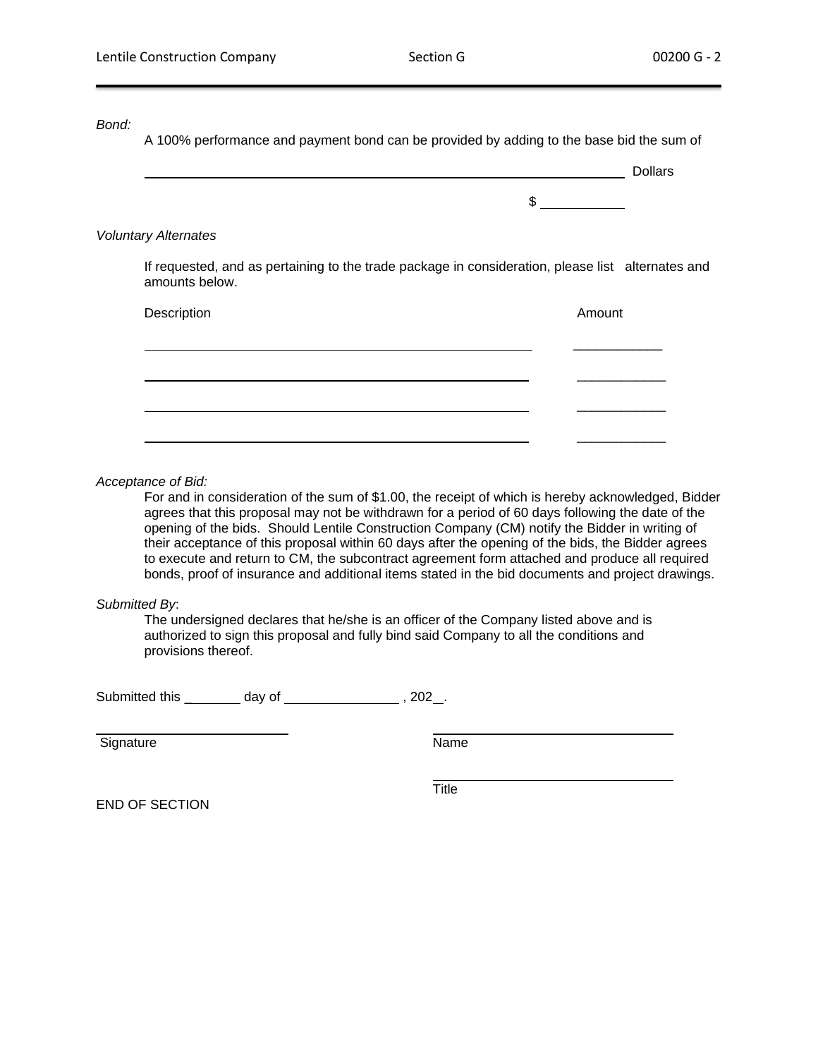*Bond:*

A 100% performance and payment bond can be provided by adding to the base bid the sum of

______________________________________________________________ Dollars

$ ___________

*Voluntary Alternates*

If requested, and as pertaining to the trade package in consideration, please list alternates and amounts below.

| Description | Amount |
|---|---|
| ______________________________________________ | ____________ |
| ______________________________________________ | ____________ |
| ______________________________________________ | ____________ |
| ______________________________________________ | ____________ |

*Acceptance of Bid:*

For and in consideration of the sum of $1.00, the receipt of which is hereby acknowledged, Bidder agrees that this proposal may not be withdrawn for a period of 60 days following the date of the opening of the bids. Should Lentile Construction Company (CM) notify the Bidder in writing of their acceptance of this proposal within 60 days after the opening of the bids, the Bidder agrees to execute and return to CM, the subcontract agreement form attached and produce all required bonds, proof of insurance and additional items stated in the bid documents and project drawings.

*Submitted By*:

The undersigned declares that he/she is an officer of the Company listed above and is authorized to sign this proposal and fully bind said Company to all the conditions and provisions thereof.

Submitted this _______ day of _______________ , 202_.

_________________________ Signature

_________________________ Name

_________________________ Title

END OF SECTION